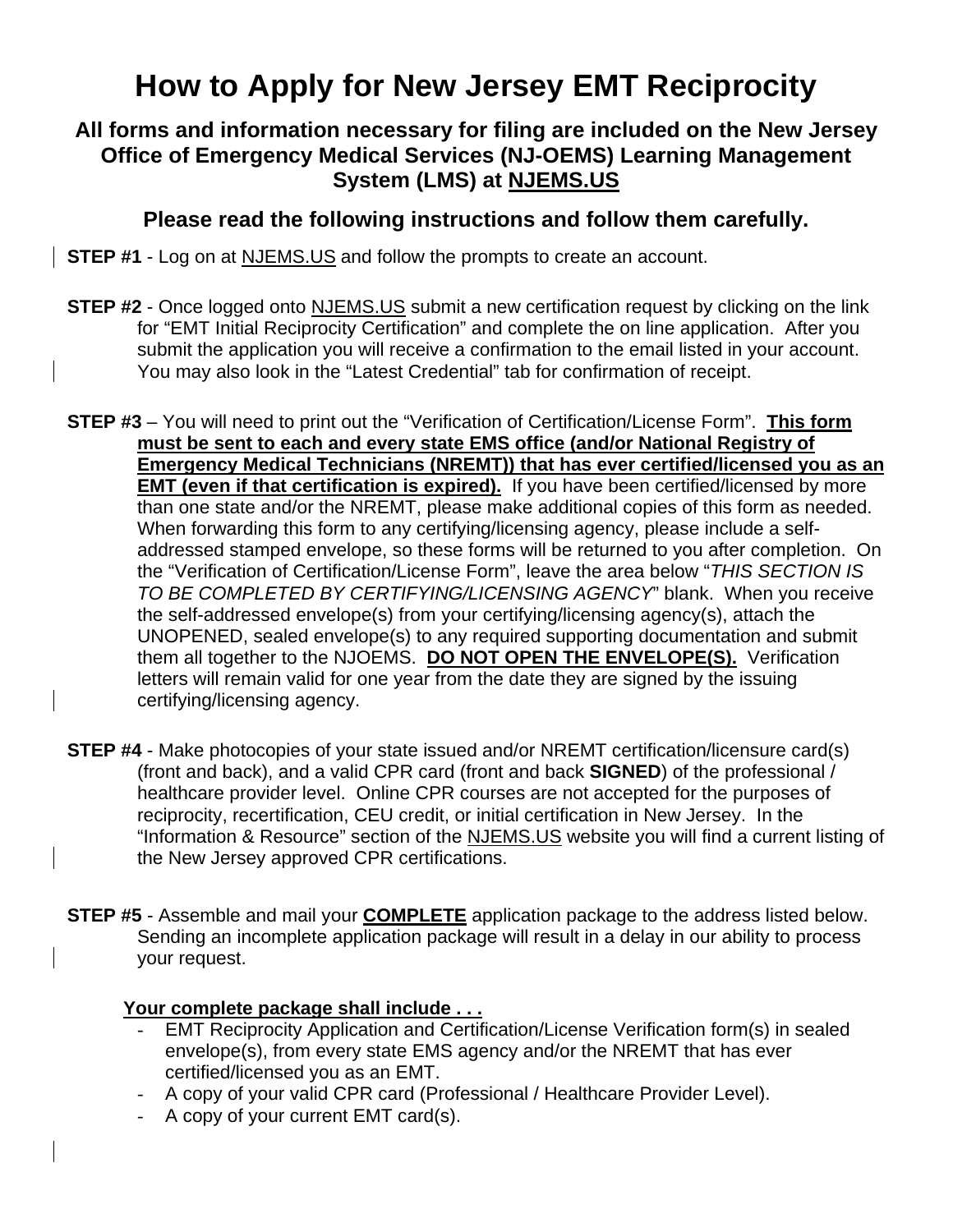# How to Apply for New Jersey EMT Reciprocity

## All forms and information necessary for filing are included on the New Jersey Office of Emergency Medical Services (NJ-OEMS) Learning Management System (LMS) at NJEMS.US

### Please read the following instructions and follow them carefully.

**STEP #1** - Log on at NJEMS.US and follow the prompts to create an account.

**STEP #2** - Once logged onto NJEMS.US submit a new certification request by clicking on the link for "EMT Initial Reciprocity Certification" and complete the on line application. After you submit the application you will receive a confirmation to the email listed in your account. You may also look in the "Latest Credential" tab for confirmation of receipt.

**STEP #3** – You will need to print out the "Verification of Certification/License Form". **This form must be sent to each and every state EMS office (and/or National Registry of Emergency Medical Technicians (NREMT)) that has ever certified/licensed you as an EMT (even if that certification is expired).** If you have been certified/licensed by more than one state and/or the NREMT, please make additional copies of this form as needed. When forwarding this form to any certifying/licensing agency, please include a self-addressed stamped envelope, so these forms will be returned to you after completion. On the "Verification of Certification/License Form", leave the area below "*THIS SECTION IS TO BE COMPLETED BY CERTIFYING/LICENSING AGENCY*" blank. When you receive the self-addressed envelope(s) from your certifying/licensing agency(s), attach the UNOPENED, sealed envelope(s) to any required supporting documentation and submit them all together to the NJOEMS. **DO NOT OPEN THE ENVELOPE(S).** Verification letters will remain valid for one year from the date they are signed by the issuing certifying/licensing agency.

**STEP #4** - Make photocopies of your state issued and/or NREMT certification/licensure card(s) (front and back), and a valid CPR card (front and back **SIGNED**) of the professional / healthcare provider level. Online CPR courses are not accepted for the purposes of reciprocity, recertification, CEU credit, or initial certification in New Jersey. In the "Information & Resource" section of the NJEMS.US website you will find a current listing of the New Jersey approved CPR certifications.

**STEP #5** - Assemble and mail your **COMPLETE** application package to the address listed below. Sending an incomplete application package will result in a delay in our ability to process your request.

**Your complete package shall include . . .**

- EMT Reciprocity Application and Certification/License Verification form(s) in sealed envelope(s), from every state EMS agency and/or the NREMT that has ever certified/licensed you as an EMT.
- A copy of your valid CPR card (Professional / Healthcare Provider Level).
- A copy of your current EMT card(s).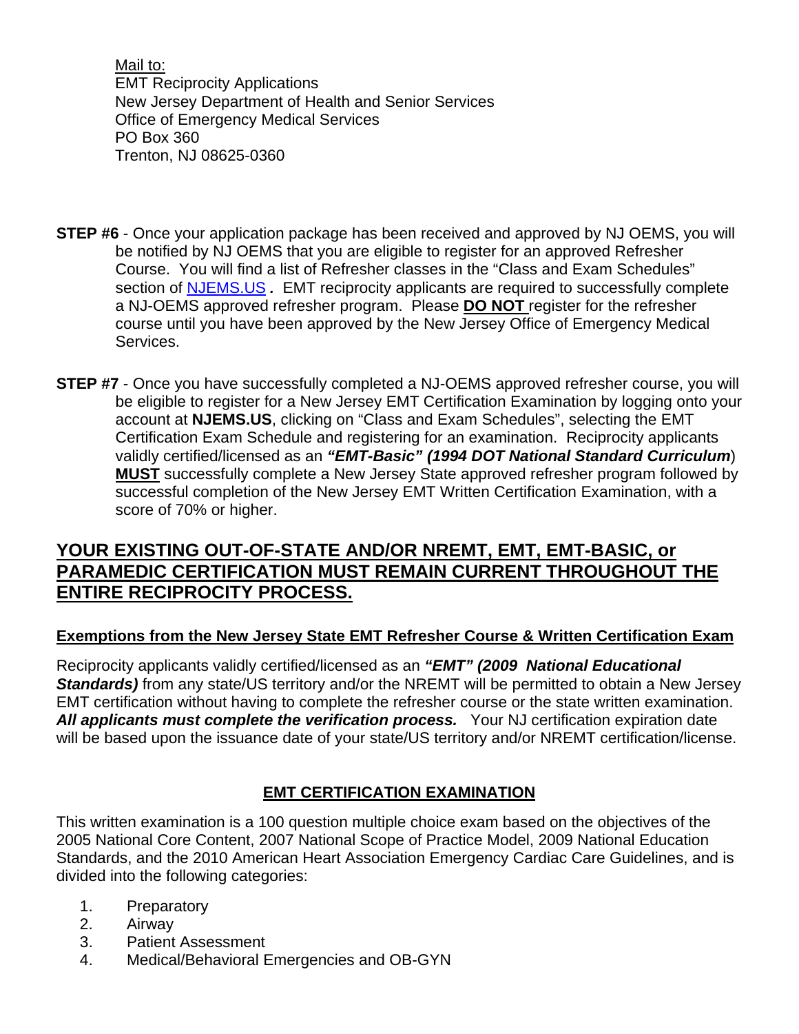<u>Mail to:</u>
EMT Reciprocity Applications
New Jersey Department of Health and Senior Services
Office of Emergency Medical Services
PO Box 360
Trenton, NJ 08625-0360

**STEP #6** - Once your application package has been received and approved by NJ OEMS, you will be notified by NJ OEMS that you are eligible to register for an approved Refresher Course. You will find a list of Refresher classes in the "Class and Exam Schedules" section of [NJEMS.US](NJEMS.US)***.*** EMT reciprocity applicants are required to successfully complete a NJ-OEMS approved refresher program. Please **<u>DO NOT</u>** register for the refresher course until you have been approved by the New Jersey Office of Emergency Medical Services.

**STEP #7** - Once you have successfully completed a NJ-OEMS approved refresher course, you will be eligible to register for a New Jersey EMT Certification Examination by logging onto your account at **NJEMS.US**, clicking on "Class and Exam Schedules", selecting the EMT Certification Exam Schedule and registering for an examination. Reciprocity applicants validly certified/licensed as an ***"EMT-Basic" (1994 DOT National Standard Curriculum***) **<u>MUST</u>** successfully complete a New Jersey State approved refresher program followed by successful completion of the New Jersey EMT Written Certification Examination, with a score of 70% or higher.

## <u>YOUR EXISTING OUT-OF-STATE AND/OR NREMT, EMT, EMT-BASIC, or PARAMEDIC CERTIFICATION MUST REMAIN CURRENT THROUGHOUT THE ENTIRE RECIPROCITY PROCESS.</u>

### <u>Exemptions from the New Jersey State EMT Refresher Course & Written Certification Exam</u>

Reciprocity applicants validly certified/licensed as an ***"EMT" (2009 National Educational Standards)*** from any state/US territory and/or the NREMT will be permitted to obtain a New Jersey EMT certification without having to complete the refresher course or the state written examination. ***All applicants must complete the verification process.*** Your NJ certification expiration date will be based upon the issuance date of your state/US territory and/or NREMT certification/license.

### <u>EMT CERTIFICATION EXAMINATION</u>

This written examination is a 100 question multiple choice exam based on the objectives of the 2005 National Core Content, 2007 National Scope of Practice Model, 2009 National Education Standards, and the 2010 American Heart Association Emergency Cardiac Care Guidelines, and is divided into the following categories:

1. Preparatory
2. Airway
3. Patient Assessment
4. Medical/Behavioral Emergencies and OB-GYN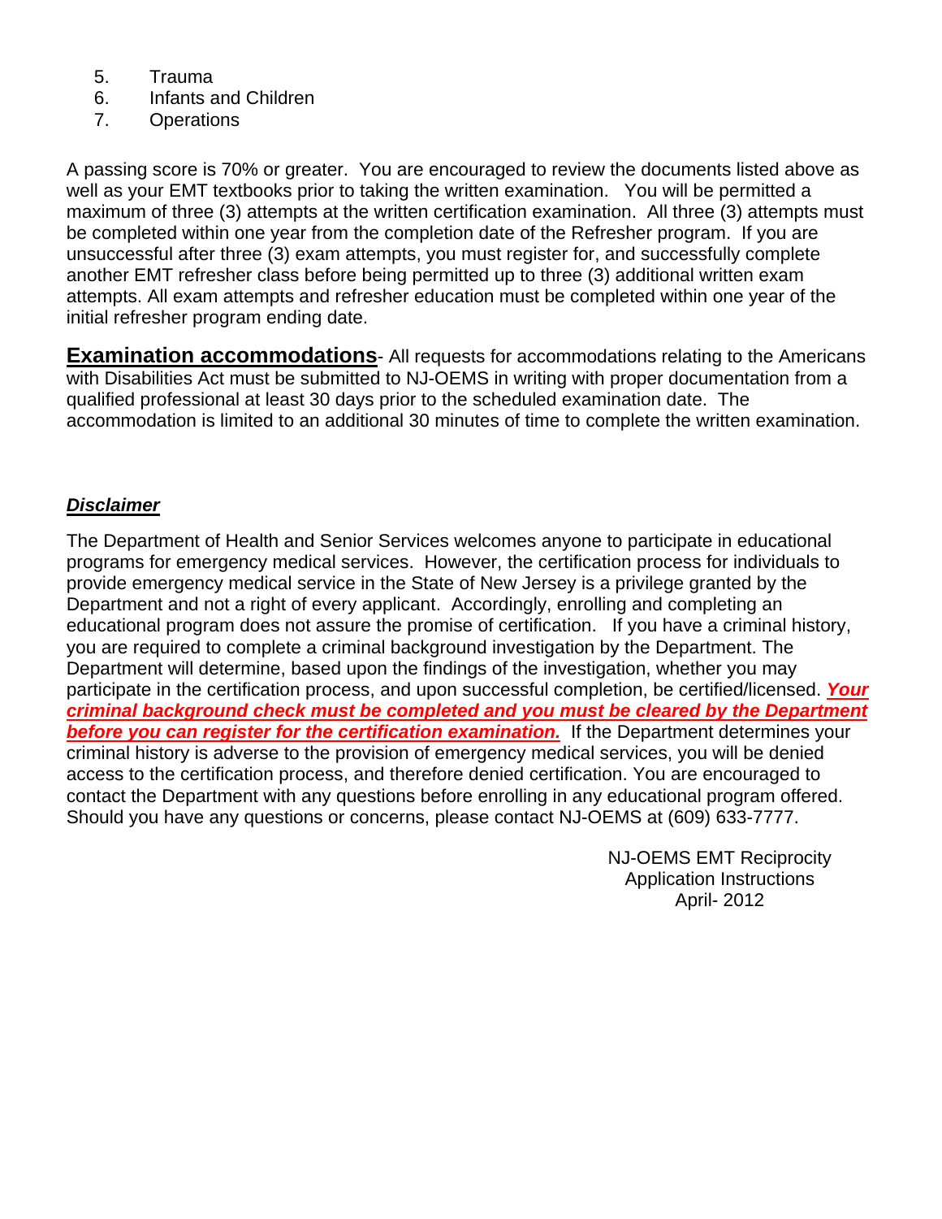5. Trauma
6. Infants and Children
7. Operations

A passing score is 70% or greater. You are encouraged to review the documents listed above as well as your EMT textbooks prior to taking the written examination. You will be permitted a maximum of three (3) attempts at the written certification examination. All three (3) attempts must be completed within one year from the completion date of the Refresher program. If you are unsuccessful after three (3) exam attempts, you must register for, and successfully complete another EMT refresher class before being permitted up to three (3) additional written exam attempts. All exam attempts and refresher education must be completed within one year of the initial refresher program ending date.

**Examination accommodations**- All requests for accommodations relating to the Americans with Disabilities Act must be submitted to NJ-OEMS in writing with proper documentation from a qualified professional at least 30 days prior to the scheduled examination date. The accommodation is limited to an additional 30 minutes of time to complete the written examination.

***Disclaimer***

The Department of Health and Senior Services welcomes anyone to participate in educational programs for emergency medical services. However, the certification process for individuals to provide emergency medical service in the State of New Jersey is a privilege granted by the Department and not a right of every applicant. Accordingly, enrolling and completing an educational program does not assure the promise of certification. If you have a criminal history, you are required to complete a criminal background investigation by the Department. The Department will determine, based upon the findings of the investigation, whether you may participate in the certification process, and upon successful completion, be certified/licensed. ***Your criminal background check must be completed and you must be cleared by the Department before you can register for the certification examination.*** If the Department determines your criminal history is adverse to the provision of emergency medical services, you will be denied access to the certification process, and therefore denied certification. You are encouraged to contact the Department with any questions before enrolling in any educational program offered. Should you have any questions or concerns, please contact NJ-OEMS at (609) 633-7777.

NJ-OEMS EMT Reciprocity
Application Instructions
April- 2012